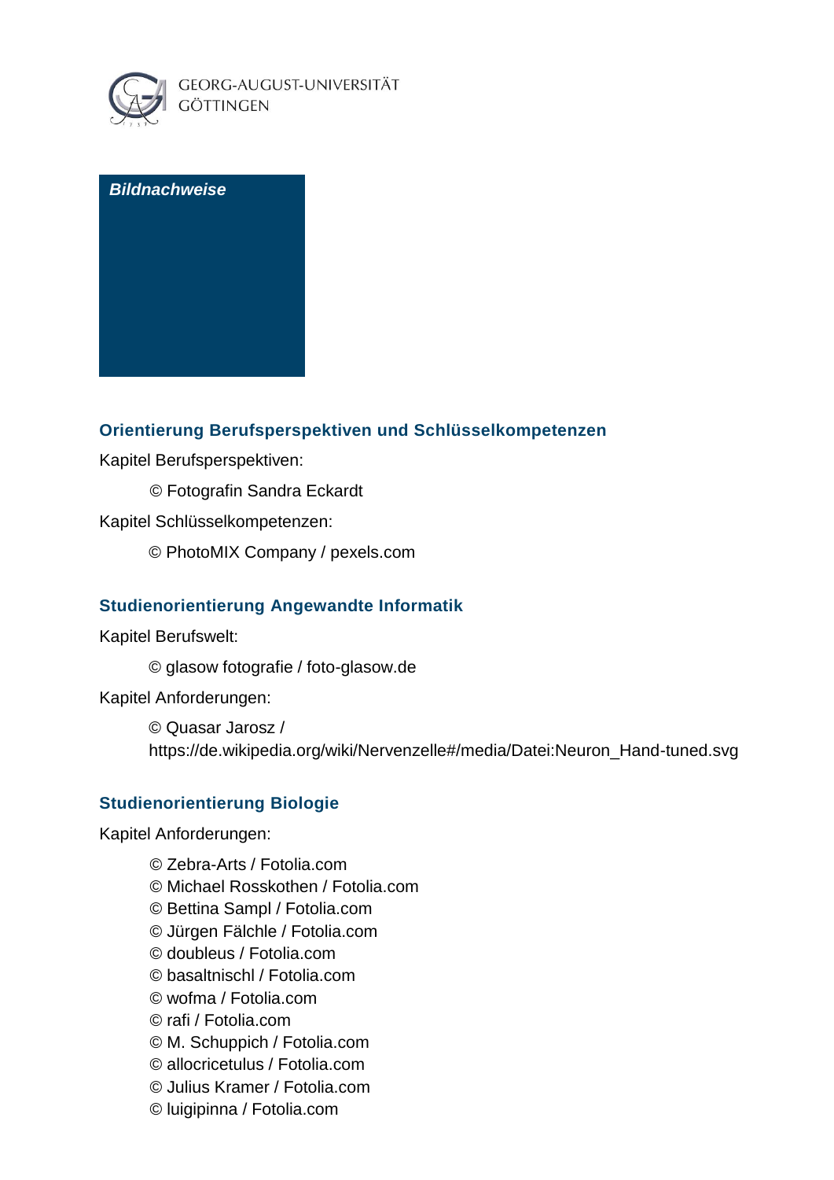GEORG-AUGUST-UNIVERSITÄT
GÖTTINGEN

# *Bildnachweise*

## Orientierung Berufsperspektiven und Schlüsselkompetenzen

Kapitel Berufsperspektiven:

© Fotografin Sandra Eckardt

Kapitel Schlüsselkompetenzen:

© PhotoMIX Company / pexels.com

## Studienorientierung Angewandte Informatik

Kapitel Berufswelt:

© glasow fotografie / foto-glasow.de

Kapitel Anforderungen:

© Quasar Jarosz /
https://de.wikipedia.org/wiki/Nervenzelle#/media/Datei:Neuron_Hand-tuned.svg

## Studienorientierung Biologie

Kapitel Anforderungen:

© Zebra-Arts / Fotolia.com
© Michael Rosskothen / Fotolia.com
© Bettina Sampl / Fotolia.com
© Jürgen Fälchle / Fotolia.com
© doubleus / Fotolia.com
© basaltnischl / Fotolia.com
© wofma / Fotolia.com
© rafi / Fotolia.com
© M. Schuppich / Fotolia.com
© allocricetulus / Fotolia.com
© Julius Kramer / Fotolia.com
© luigipinna / Fotolia.com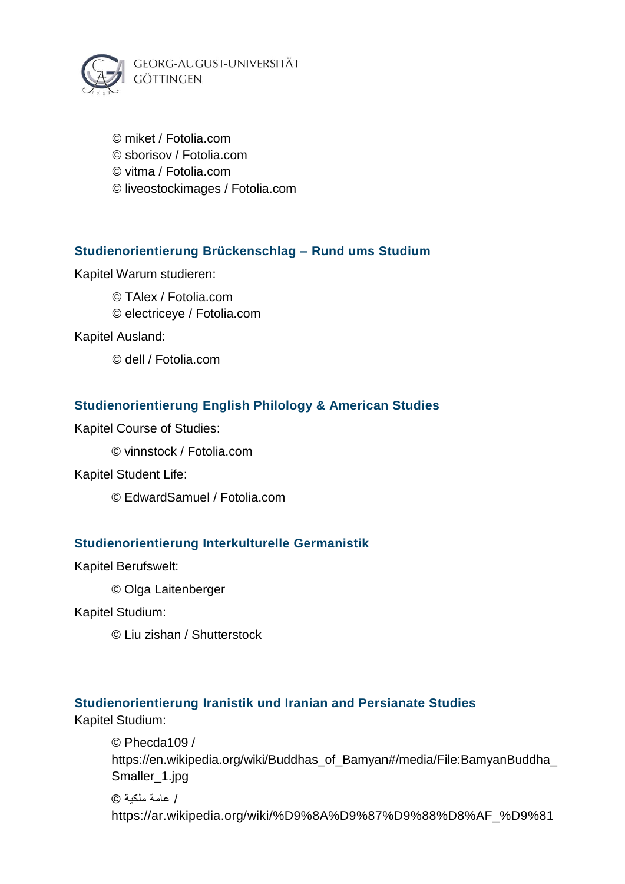© miket / Fotolia.com
© sborisov / Fotolia.com
© vitma / Fotolia.com
© liveostockimages / Fotolia.com

### Studienorientierung Brückenschlag – Rund ums Studium

Kapitel Warum studieren:

© TAlex / Fotolia.com
© electriceye / Fotolia.com

Kapitel Ausland:

© dell / Fotolia.com

### Studienorientierung English Philology & American Studies

Kapitel Course of Studies:

© vinnstock / Fotolia.com

Kapitel Student Life:

© EdwardSamuel / Fotolia.com

### Studienorientierung Interkulturelle Germanistik

Kapitel Berufswelt:

© Olga Laitenberger

Kapitel Studium:

© Liu zishan / Shutterstock

### Studienorientierung Iranistik und Iranian and Persianate Studies

Kapitel Studium:

© Phecda109 / https://en.wikipedia.org/wiki/Buddhas_of_Bamyan#/media/File:BamyanBuddha_Smaller_1.jpg

© عامة ملكية / https://ar.wikipedia.org/wiki/%D9%8A%D9%87%D9%88%D8%AF_%D9%81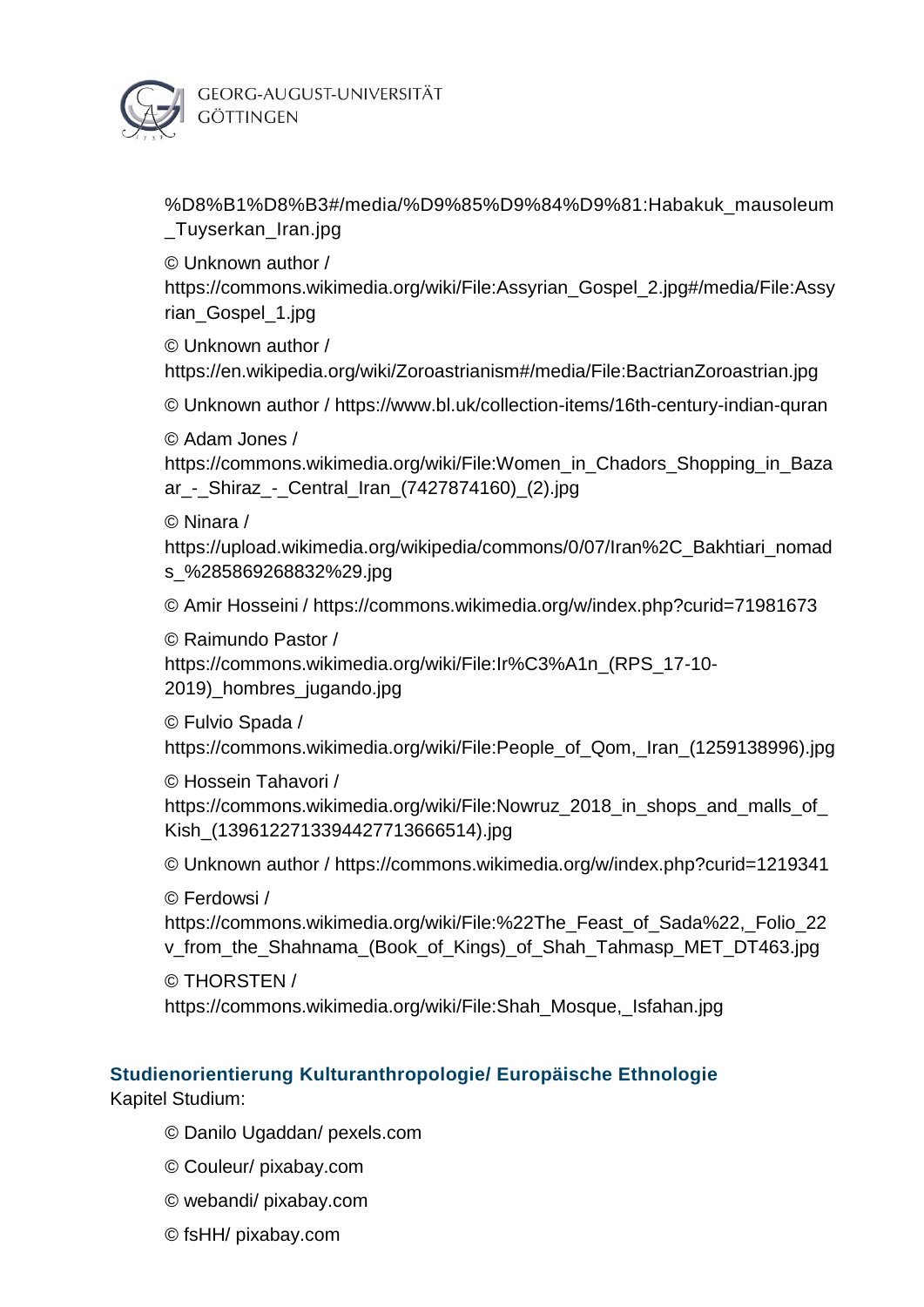%D8%B1%D8%B3#/media/%D9%85%D9%84%D9%81:Habakuk_mausoleum_Tuyserkan_Iran.jpg

© Unknown author / https://commons.wikimedia.org/wiki/File:Assyrian_Gospel_2.jpg#/media/File:Assyrian_Gospel_1.jpg

© Unknown author / https://en.wikipedia.org/wiki/Zoroastrianism#/media/File:BactrianZoroastrian.jpg

© Unknown author / https://www.bl.uk/collection-items/16th-century-indian-quran

© Adam Jones / https://commons.wikimedia.org/wiki/File:Women_in_Chadors_Shopping_in_Bazaar_-_Shiraz_-_Central_Iran_(7427874160)_(2).jpg

© Ninara / https://upload.wikimedia.org/wikipedia/commons/0/07/Iran%2C_Bakhtiari_nomads_%285869268832%29.jpg

© Amir Hosseini / https://commons.wikimedia.org/w/index.php?curid=71981673

© Raimundo Pastor / https://commons.wikimedia.org/wiki/File:Ir%C3%A1n_(RPS_17-10-2019)_hombres_jugando.jpg

© Fulvio Spada / https://commons.wikimedia.org/wiki/File:People_of_Qom,_Iran_(1259138996).jpg

© Hossein Tahavori / https://commons.wikimedia.org/wiki/File:Nowruz_2018_in_shops_and_malls_of_Kish_(13961227133944277136665 14).jpg

© Unknown author / https://commons.wikimedia.org/w/index.php?curid=1219341

© Ferdowsi / https://commons.wikimedia.org/wiki/File:%22The_Feast_of_Sada%22,_Folio_22v_from_the_Shahnama_(Book_of_Kings)_of_Shah_Tahmasp_MET_DT463.jpg

© THORSTEN / https://commons.wikimedia.org/wiki/File:Shah_Mosque,_Isfahan.jpg

**Studienorientierung Kulturanthropologie/ Europäische Ethnologie**
Kapitel Studium:

© Danilo Ugaddan/ pexels.com

© Couleur/ pixabay.com

© webandi/ pixabay.com

© fsHH/ pixabay.com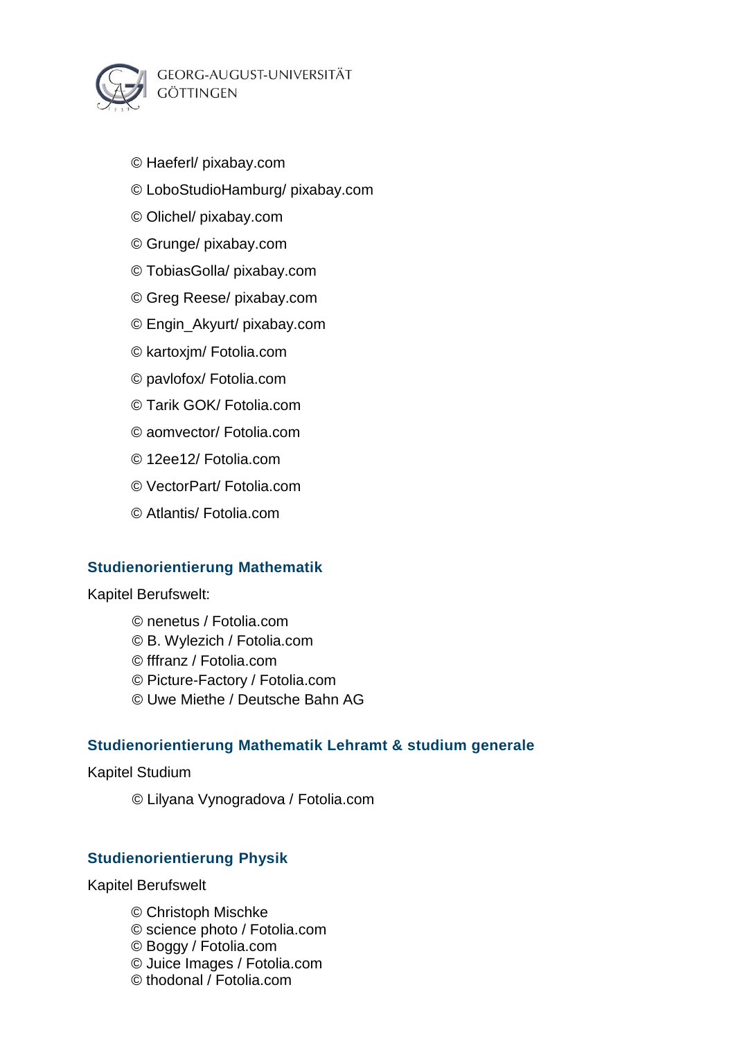© Haeferl/ pixabay.com

© LoboStudioHamburg/ pixabay.com

© Olichel/ pixabay.com

© Grunge/ pixabay.com

© TobiasGolla/ pixabay.com

© Greg Reese/ pixabay.com

© Engin_Akyurt/ pixabay.com

© kartoxjm/ Fotolia.com

© pavlofox/ Fotolia.com

© Tarik GOK/ Fotolia.com

© aomvector/ Fotolia.com

© 12ee12/ Fotolia.com

© VectorPart/ Fotolia.com

© Atlantis/ Fotolia.com

### Studienorientierung Mathematik

Kapitel Berufswelt:

© nenetus / Fotolia.com
© B. Wylezich / Fotolia.com
© fffranz / Fotolia.com
© Picture-Factory / Fotolia.com
© Uwe Miethe / Deutsche Bahn AG

### Studienorientierung Mathematik Lehramt & studium generale

Kapitel Studium

© Lilyana Vynogradova / Fotolia.com

### Studienorientierung Physik

Kapitel Berufswelt

© Christoph Mischke
© science photo / Fotolia.com
© Boggy / Fotolia.com
© Juice Images / Fotolia.com
© thodonal / Fotolia.com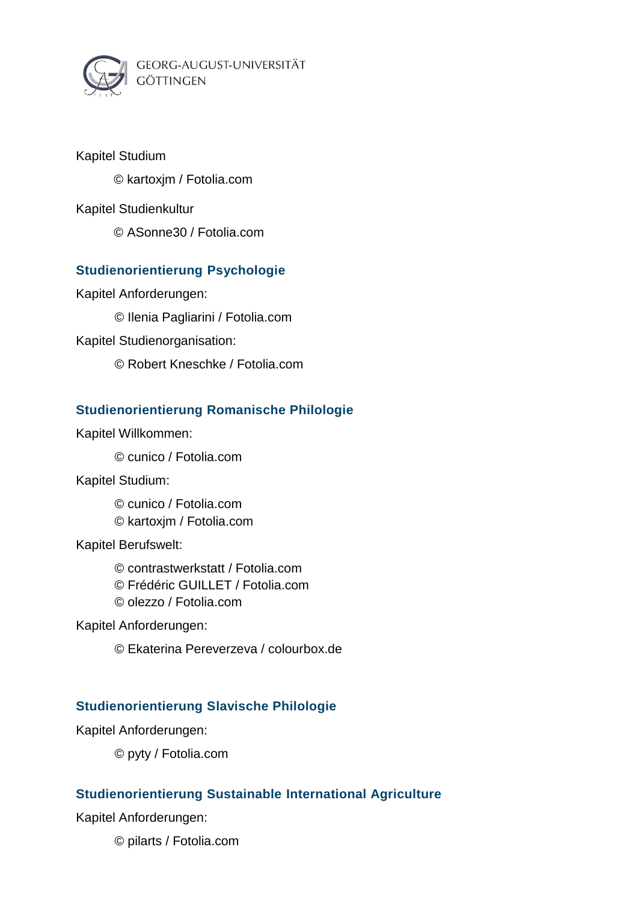Kapitel Studium

© kartoxjm / Fotolia.com

Kapitel Studienkultur

© ASonne30 / Fotolia.com

## Studienorientierung Psychologie

Kapitel Anforderungen:

© Ilenia Pagliarini / Fotolia.com

Kapitel Studienorganisation:

© Robert Kneschke / Fotolia.com

## Studienorientierung Romanische Philologie

Kapitel Willkommen:

© cunico / Fotolia.com

Kapitel Studium:

© cunico / Fotolia.com
© kartoxjm / Fotolia.com

Kapitel Berufswelt:

© contrastwerkstatt / Fotolia.com
© Frédéric GUILLET / Fotolia.com
© olezzo / Fotolia.com

Kapitel Anforderungen:

© Ekaterina Pereverzeva / colourbox.de

## Studienorientierung Slavische Philologie

Kapitel Anforderungen:

© pyty / Fotolia.com

## Studienorientierung Sustainable International Agriculture

Kapitel Anforderungen:

© pilarts / Fotolia.com